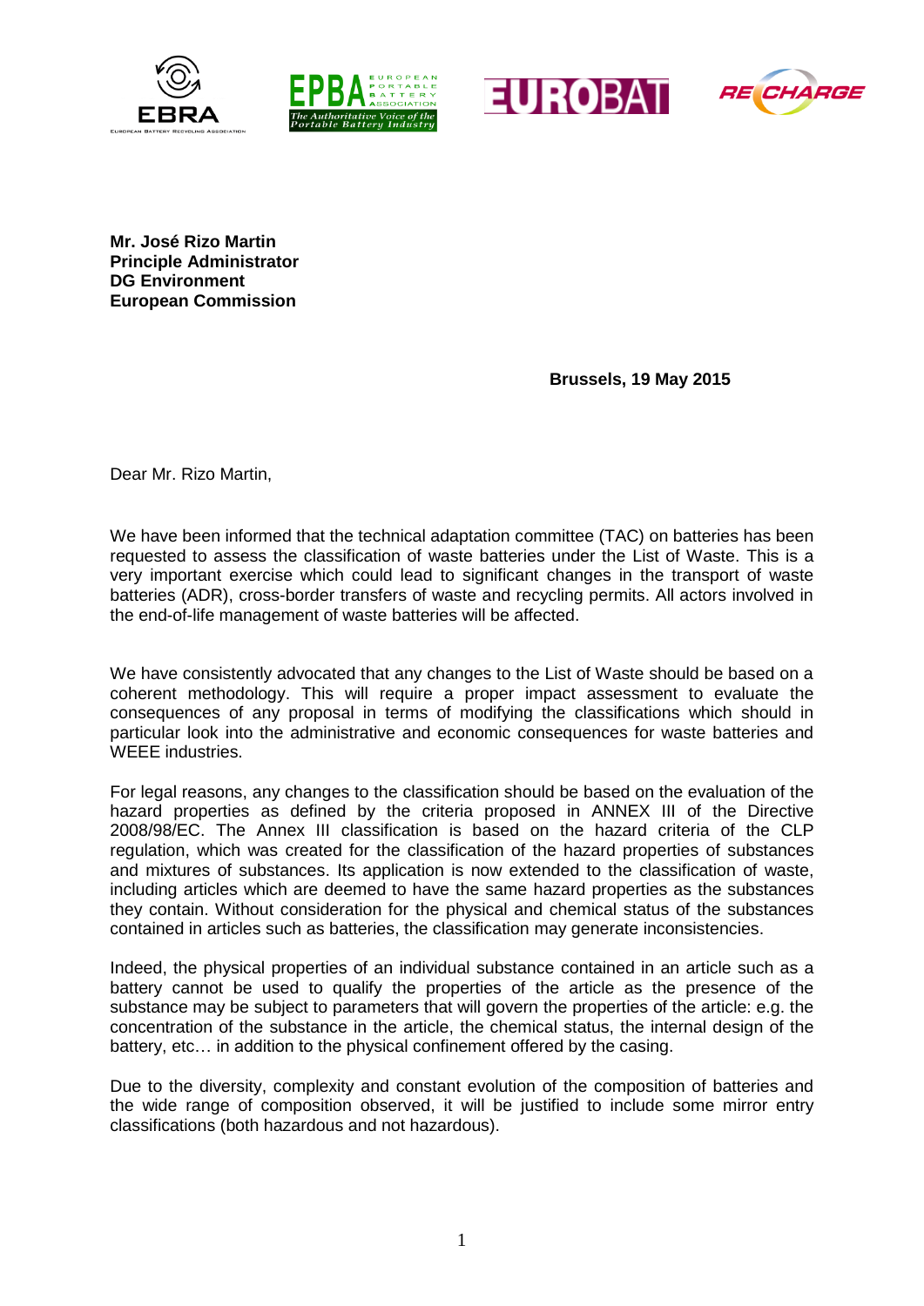**Mr. José Rizo Martin**
**Principle Administrator**
**DG Environment**
**European Commission**

**Brussels, 19 May 2015**

Dear Mr. Rizo Martin,

We have been informed that the technical adaptation committee (TAC) on batteries has been requested to assess the classification of waste batteries under the List of Waste. This is a very important exercise which could lead to significant changes in the transport of waste batteries (ADR), cross-border transfers of waste and recycling permits. All actors involved in the end-of-life management of waste batteries will be affected.

We have consistently advocated that any changes to the List of Waste should be based on a coherent methodology. This will require a proper impact assessment to evaluate the consequences of any proposal in terms of modifying the classifications which should in particular look into the administrative and economic consequences for waste batteries and WEEE industries.

For legal reasons, any changes to the classification should be based on the evaluation of the hazard properties as defined by the criteria proposed in ANNEX III of the Directive 2008/98/EC. The Annex III classification is based on the hazard criteria of the CLP regulation, which was created for the classification of the hazard properties of substances and mixtures of substances. Its application is now extended to the classification of waste, including articles which are deemed to have the same hazard properties as the substances they contain. Without consideration for the physical and chemical status of the substances contained in articles such as batteries, the classification may generate inconsistencies.

Indeed, the physical properties of an individual substance contained in an article such as a battery cannot be used to qualify the properties of the article as the presence of the substance may be subject to parameters that will govern the properties of the article: e.g. the concentration of the substance in the article, the chemical status, the internal design of the battery, etc… in addition to the physical confinement offered by the casing.

Due to the diversity, complexity and constant evolution of the composition of batteries and the wide range of composition observed, it will be justified to include some mirror entry classifications (both hazardous and not hazardous).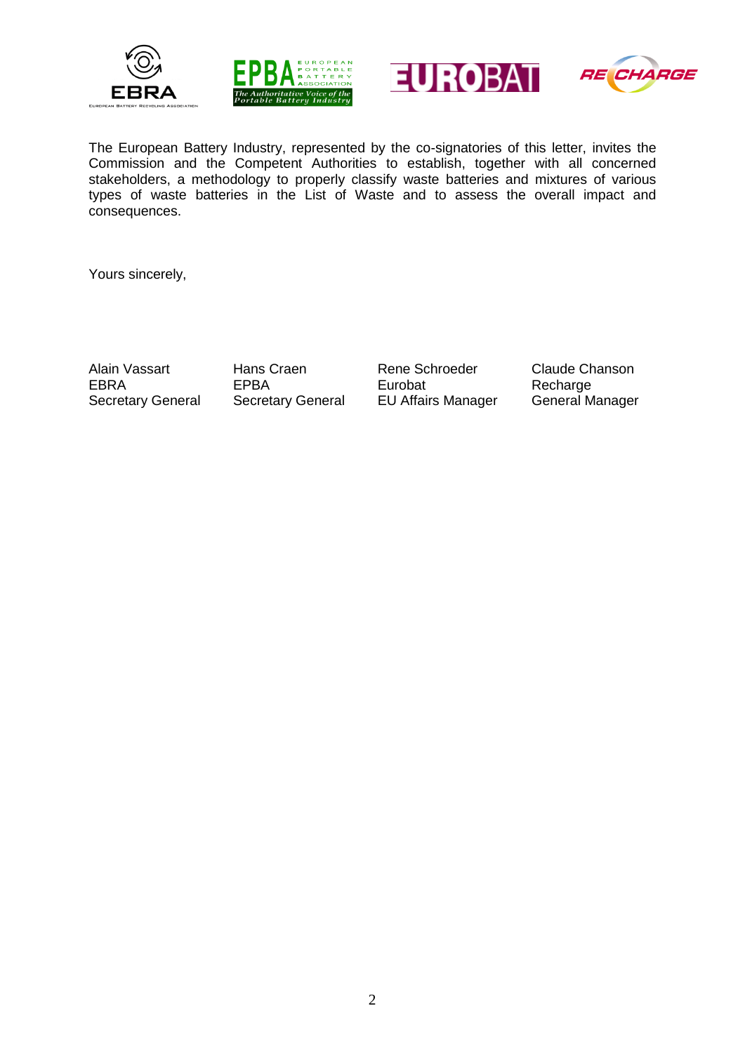The European Battery Industry, represented by the co-signatories of this letter, invites the Commission and the Competent Authorities to establish, together with all concerned stakeholders, a methodology to properly classify waste batteries and mixtures of various types of waste batteries in the List of Waste and to assess the overall impact and consequences.

Yours sincerely,

| | | | |
|---|---|---|---|
| Alain Vassart | Hans Craen | Rene Schroeder | Claude Chanson |
| EBRA | EPBA | Eurobat | Recharge |
| Secretary General | Secretary General | EU Affairs Manager | General Manager |